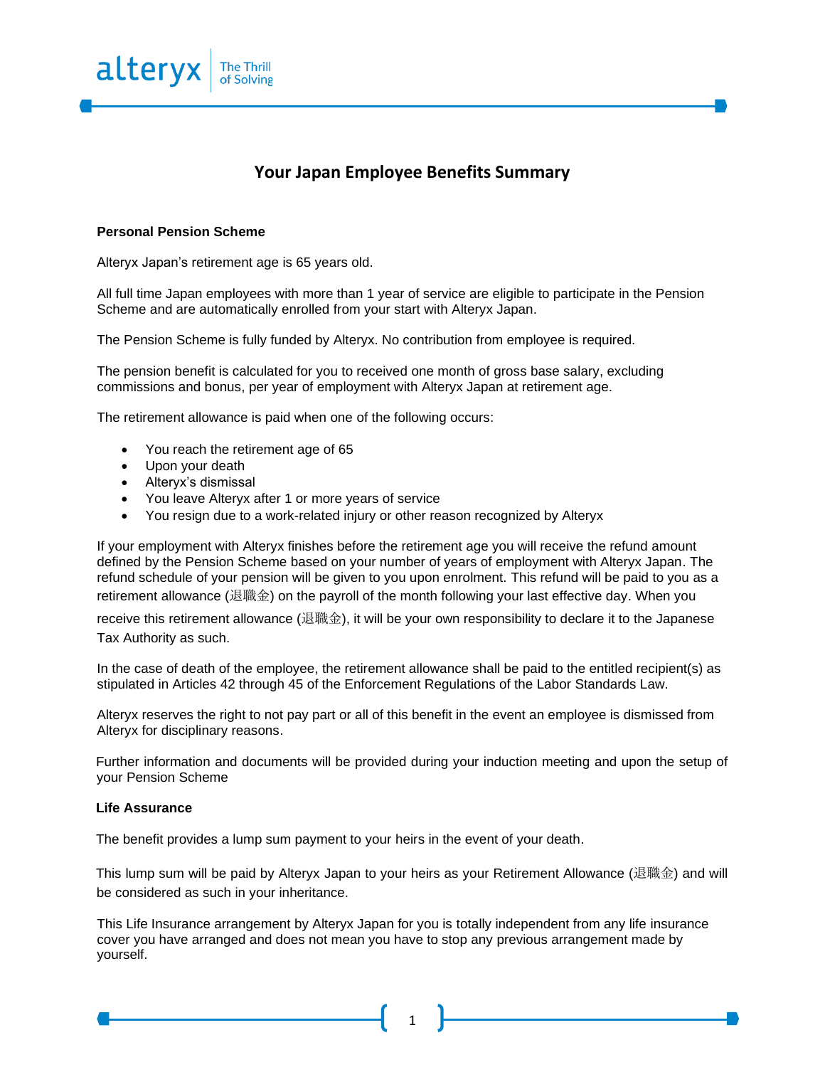# Your Japan Employee Benefits Summary

**Personal Pension Scheme**

Alteryx Japan's retirement age is 65 years old.

All full time Japan employees with more than 1 year of service are eligible to participate in the Pension Scheme and are automatically enrolled from your start with Alteryx Japan.

The Pension Scheme is fully funded by Alteryx. No contribution from employee is required.

The pension benefit is calculated for you to received one month of gross base salary, excluding commissions and bonus, per year of employment with Alteryx Japan at retirement age.

The retirement allowance is paid when one of the following occurs:

- You reach the retirement age of 65
- Upon your death
- Alteryx's dismissal
- You leave Alteryx after 1 or more years of service
- You resign due to a work-related injury or other reason recognized by Alteryx

If your employment with Alteryx finishes before the retirement age you will receive the refund amount defined by the Pension Scheme based on your number of years of employment with Alteryx Japan. The refund schedule of your pension will be given to you upon enrolment. This refund will be paid to you as a retirement allowance (退職金) on the payroll of the month following your last effective day. When you receive this retirement allowance (退職金), it will be your own responsibility to declare it to the Japanese Tax Authority as such.

In the case of death of the employee, the retirement allowance shall be paid to the entitled recipient(s) as stipulated in Articles 42 through 45 of the Enforcement Regulations of the Labor Standards Law.

Alteryx reserves the right to not pay part or all of this benefit in the event an employee is dismissed from Alteryx for disciplinary reasons.

Further information and documents will be provided during your induction meeting and upon the setup of your Pension Scheme

**Life Assurance**

The benefit provides a lump sum payment to your heirs in the event of your death.

This lump sum will be paid by Alteryx Japan to your heirs as your Retirement Allowance (退職金) and will be considered as such in your inheritance.

This Life Insurance arrangement by Alteryx Japan for you is totally independent from any life insurance cover you have arranged and does not mean you have to stop any previous arrangement made by yourself.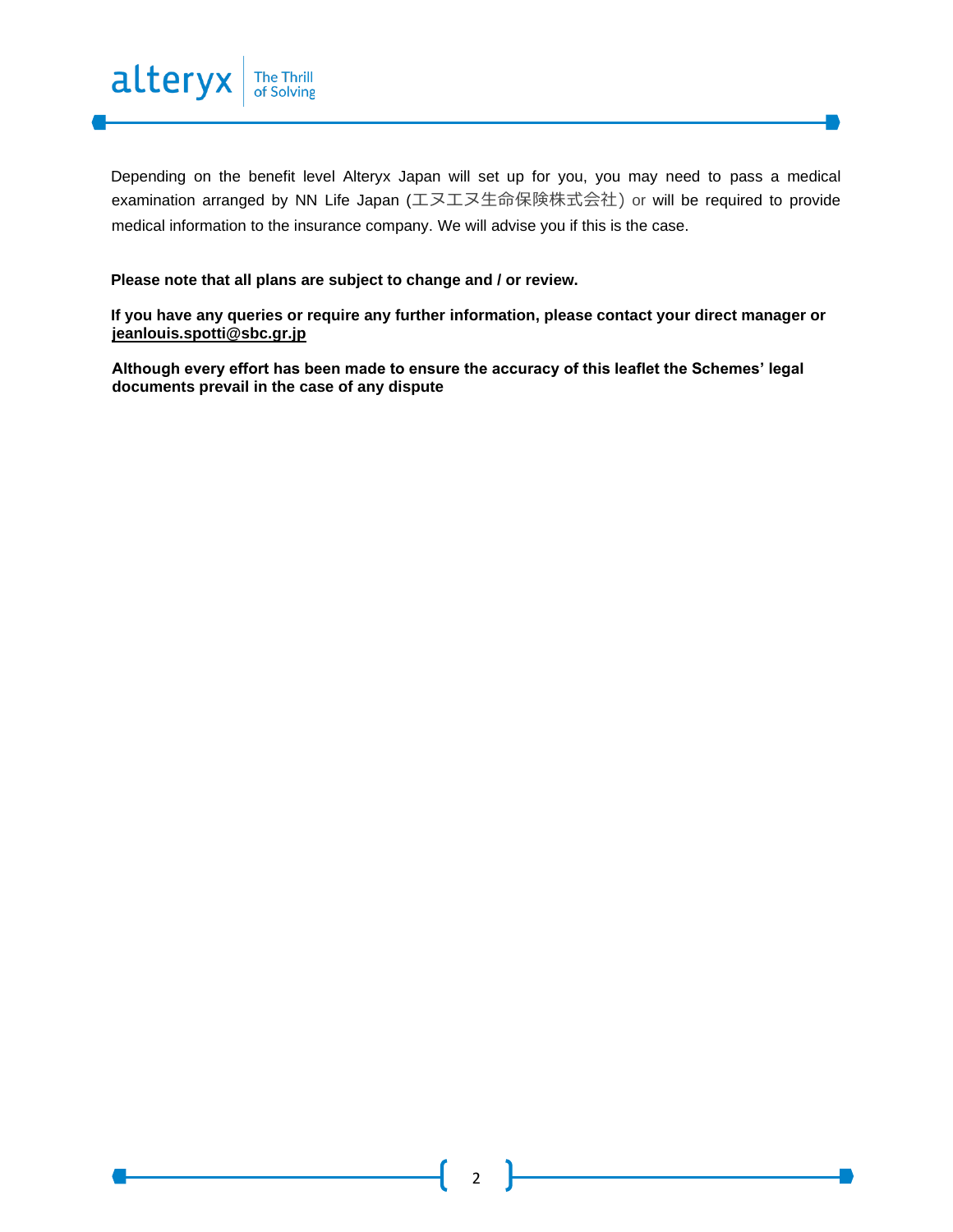Depending on the benefit level Alteryx Japan will set up for you, you may need to pass a medical examination arranged by NN Life Japan (エヌエヌ生命保険株式会社) or will be required to provide medical information to the insurance company. We will advise you if this is the case.

**Please note that all plans are subject to change and / or review.**

**If you have any queries or require any further information, please contact your direct manager or jeanlouis.spotti@sbc.gr.jp**

**Although every effort has been made to ensure the accuracy of this leaflet the Schemes' legal documents prevail in the case of any dispute**